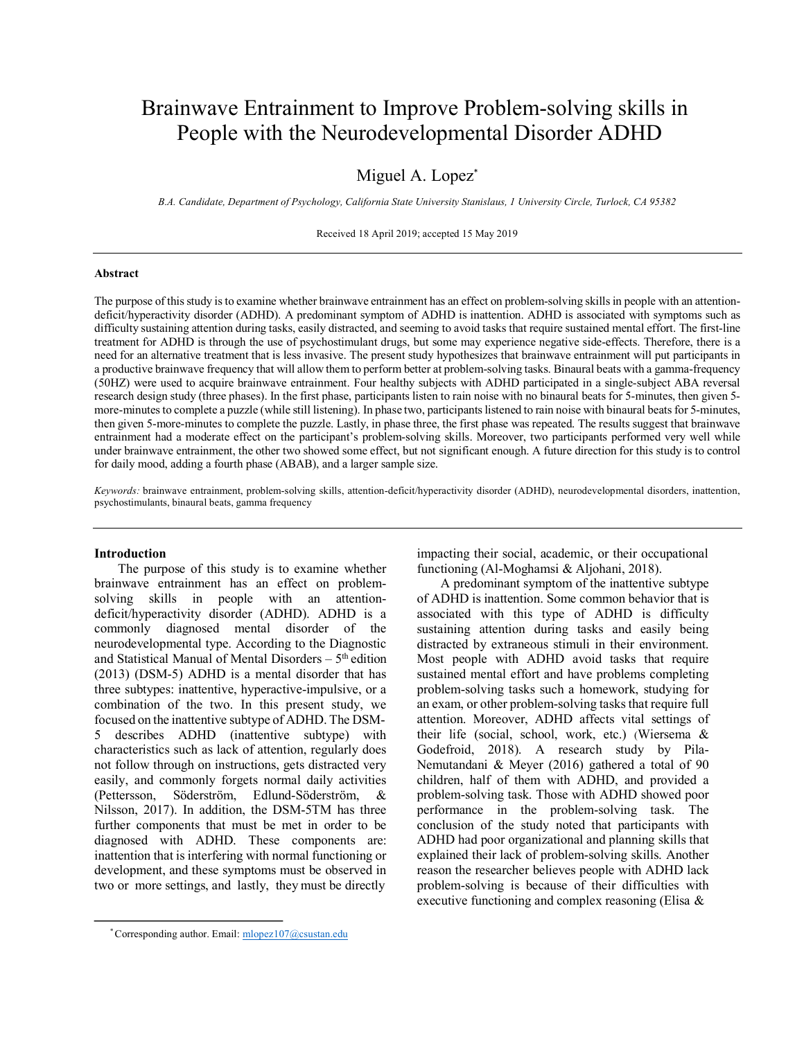# Brainwave Entrainment to Improve Problem-solving skills in People with the Neurodevelopmental Disorder ADHD

Miguel A. Lopez*

*B.A. Candidate, Department of Psychology, California State University Stanislaus, 1 University Circle, Turlock, CA 95382*

Received 18 April 2019; accepted 15 May 2019

### Abstract

The purpose of this study is to examine whether brainwave entrainment has an effect on problem-solving skills in people with an attention-deficit/hyperactivity disorder (ADHD). A predominant symptom of ADHD is inattention. ADHD is associated with symptoms such as difficulty sustaining attention during tasks, easily distracted, and seeming to avoid tasks that require sustained mental effort. The first-line treatment for ADHD is through the use of psychostimulant drugs, but some may experience negative side-effects. Therefore, there is a need for an alternative treatment that is less invasive. The present study hypothesizes that brainwave entrainment will put participants in a productive brainwave frequency that will allow them to perform better at problem-solving tasks. Binaural beats with a gamma-frequency (50HZ) were used to acquire brainwave entrainment. Four healthy subjects with ADHD participated in a single-subject ABA reversal research design study (three phases). In the first phase, participants listen to rain noise with no binaural beats for 5-minutes, then given 5-more-minutes to complete a puzzle (while still listening). In phase two, participants listened to rain noise with binaural beats for 5-minutes, then given 5-more-minutes to complete the puzzle. Lastly, in phase three, the first phase was repeated. The results suggest that brainwave entrainment had a moderate effect on the participant's problem-solving skills. Moreover, two participants performed very well while under brainwave entrainment, the other two showed some effect, but not significant enough. A future direction for this study is to control for daily mood, adding a fourth phase (ABAB), and a larger sample size.

*Keywords:* brainwave entrainment, problem-solving skills, attention-deficit/hyperactivity disorder (ADHD), neurodevelopmental disorders, inattention, psychostimulants, binaural beats, gamma frequency

### Introduction

The purpose of this study is to examine whether brainwave entrainment has an effect on problem-solving skills in people with an attention-deficit/hyperactivity disorder (ADHD). ADHD is a commonly diagnosed mental disorder of the neurodevelopmental type. According to the Diagnostic and Statistical Manual of Mental Disorders – 5th edition (2013) (DSM-5) ADHD is a mental disorder that has three subtypes: inattentive, hyperactive-impulsive, or a combination of the two. In this present study, we focused on the inattentive subtype of ADHD. The DSM-5 describes ADHD (inattentive subtype) with characteristics such as lack of attention, regularly does not follow through on instructions, gets distracted very easily, and commonly forgets normal daily activities (Pettersson, Söderström, Edlund-Söderström, & Nilsson, 2017). In addition, the DSM-5TM has three further components that must be met in order to be diagnosed with ADHD. These components are: inattention that is interfering with normal functioning or development, and these symptoms must be observed in two or more settings, and lastly, they must be directly impacting their social, academic, or their occupational functioning (Al-Moghamsi & Aljohani, 2018).

A predominant symptom of the inattentive subtype of ADHD is inattention. Some common behavior that is associated with this type of ADHD is difficulty sustaining attention during tasks and easily being distracted by extraneous stimuli in their environment. Most people with ADHD avoid tasks that require sustained mental effort and have problems completing problem-solving tasks such a homework, studying for an exam, or other problem-solving tasks that require full attention. Moreover, ADHD affects vital settings of their life (social, school, work, etc.) (Wiersema & Godefroid, 2018). A research study by Pila-Nemutandani & Meyer (2016) gathered a total of 90 children, half of them with ADHD, and provided a problem-solving task. Those with ADHD showed poor performance in the problem-solving task. The conclusion of the study noted that participants with ADHD had poor organizational and planning skills that explained their lack of problem-solving skills. Another reason the researcher believes people with ADHD lack problem-solving is because of their difficulties with executive functioning and complex reasoning (Elisa &

---

*Corresponding author. Email: mlopez107@csustan.edu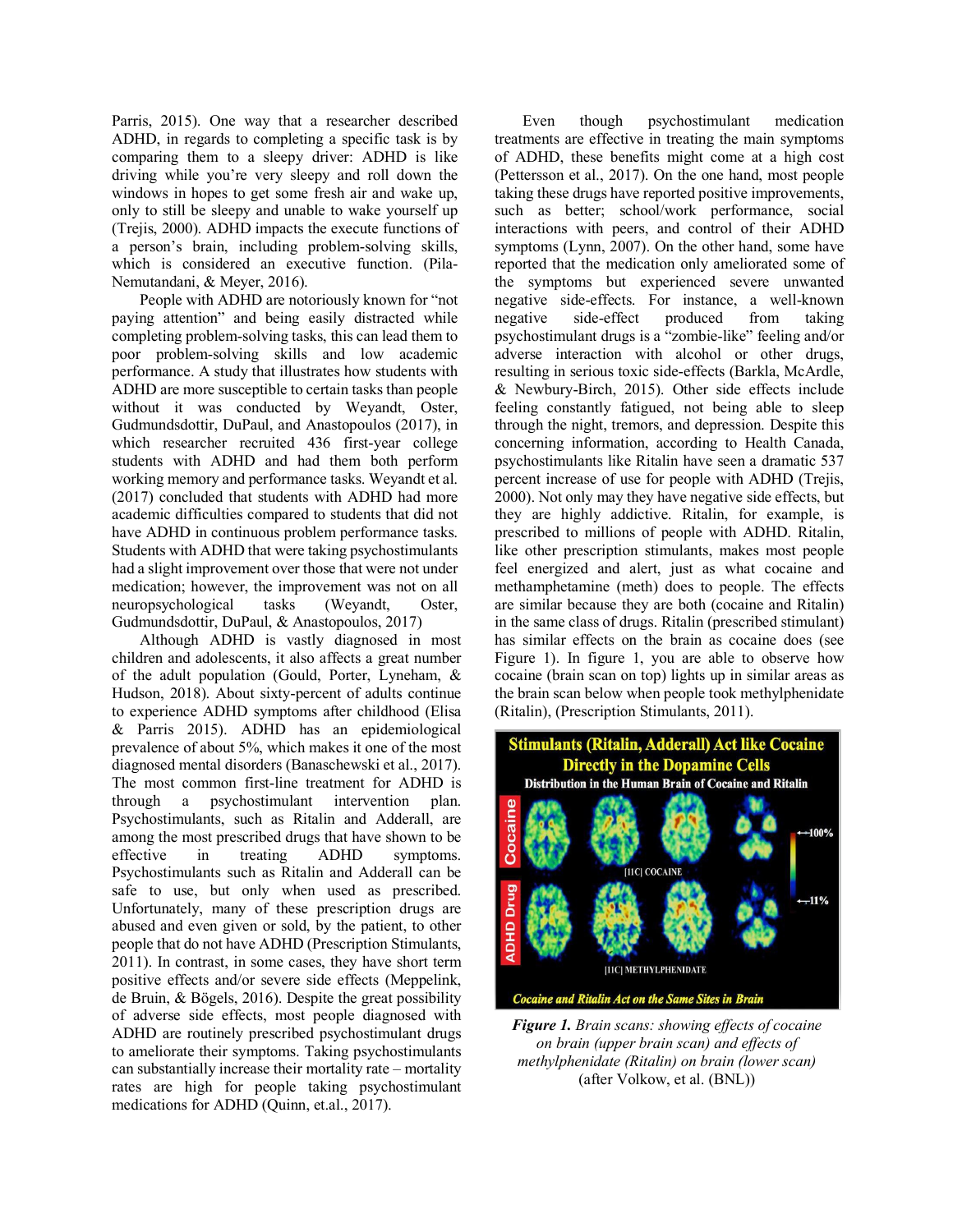Parris, 2015). One way that a researcher described ADHD, in regards to completing a specific task is by comparing them to a sleepy driver: ADHD is like driving while you're very sleepy and roll down the windows in hopes to get some fresh air and wake up, only to still be sleepy and unable to wake yourself up (Trejis, 2000). ADHD impacts the execute functions of a person's brain, including problem-solving skills, which is considered an executive function. (Pila-Nemutandani, & Meyer, 2016).

People with ADHD are notoriously known for "not paying attention" and being easily distracted while completing problem-solving tasks, this can lead them to poor problem-solving skills and low academic performance. A study that illustrates how students with ADHD are more susceptible to certain tasks than people without it was conducted by Weyandt, Oster, Gudmundsdottir, DuPaul, and Anastopoulos (2017), in which researcher recruited 436 first-year college students with ADHD and had them both perform working memory and performance tasks. Weyandt et al. (2017) concluded that students with ADHD had more academic difficulties compared to students that did not have ADHD in continuous problem performance tasks. Students with ADHD that were taking psychostimulants had a slight improvement over those that were not under medication; however, the improvement was not on all neuropsychological tasks (Weyandt, Oster, Gudmundsdottir, DuPaul, & Anastopoulos, 2017)

Although ADHD is vastly diagnosed in most children and adolescents, it also affects a great number of the adult population (Gould, Porter, Lyneham, & Hudson, 2018). About sixty-percent of adults continue to experience ADHD symptoms after childhood (Elisa & Parris 2015). ADHD has an epidemiological prevalence of about 5%, which makes it one of the most diagnosed mental disorders (Banaschewski et al., 2017). The most common first-line treatment for ADHD is through a psychostimulant intervention plan. Psychostimulants, such as Ritalin and Adderall, are among the most prescribed drugs that have shown to be effective in treating ADHD symptoms. Psychostimulants such as Ritalin and Adderall can be safe to use, but only when used as prescribed. Unfortunately, many of these prescription drugs are abused and even given or sold, by the patient, to other people that do not have ADHD (Prescription Stimulants, 2011). In contrast, in some cases, they have short term positive effects and/or severe side effects (Meppelink, de Bruin, & Bögels, 2016). Despite the great possibility of adverse side effects, most people diagnosed with ADHD are routinely prescribed psychostimulant drugs to ameliorate their symptoms. Taking psychostimulants can substantially increase their mortality rate – mortality rates are high for people taking psychostimulant medications for ADHD (Quinn, et.al., 2017).

Even though psychostimulant medication treatments are effective in treating the main symptoms of ADHD, these benefits might come at a high cost (Pettersson et al., 2017). On the one hand, most people taking these drugs have reported positive improvements, such as better; school/work performance, social interactions with peers, and control of their ADHD symptoms (Lynn, 2007). On the other hand, some have reported that the medication only ameliorated some of the symptoms but experienced severe unwanted negative side-effects. For instance, a well-known negative side-effect produced from taking psychostimulant drugs is a "zombie-like" feeling and/or adverse interaction with alcohol or other drugs, resulting in serious toxic side-effects (Barkla, McArdle, & Newbury-Birch, 2015). Other side effects include feeling constantly fatigued, not being able to sleep through the night, tremors, and depression. Despite this concerning information, according to Health Canada, psychostimulants like Ritalin have seen a dramatic 537 percent increase of use for people with ADHD (Trejis, 2000). Not only may they have negative side effects, but they are highly addictive. Ritalin, for example, is prescribed to millions of people with ADHD. Ritalin, like other prescription stimulants, makes most people feel energized and alert, just as what cocaine and methamphetamine (meth) does to people. The effects are similar because they are both (cocaine and Ritalin) in the same class of drugs. Ritalin (prescribed stimulant) has similar effects on the brain as cocaine does (see Figure 1). In figure 1, you are able to observe how cocaine (brain scan on top) lights up in similar areas as the brain scan below when people took methylphenidate (Ritalin), (Prescription Stimulants, 2011).

***Figure 1.*** *Brain scans: showing effects of cocaine on brain (upper brain scan) and effects of methylphenidate (Ritalin) on brain (lower scan)* (after Volkow, et al. (BNL))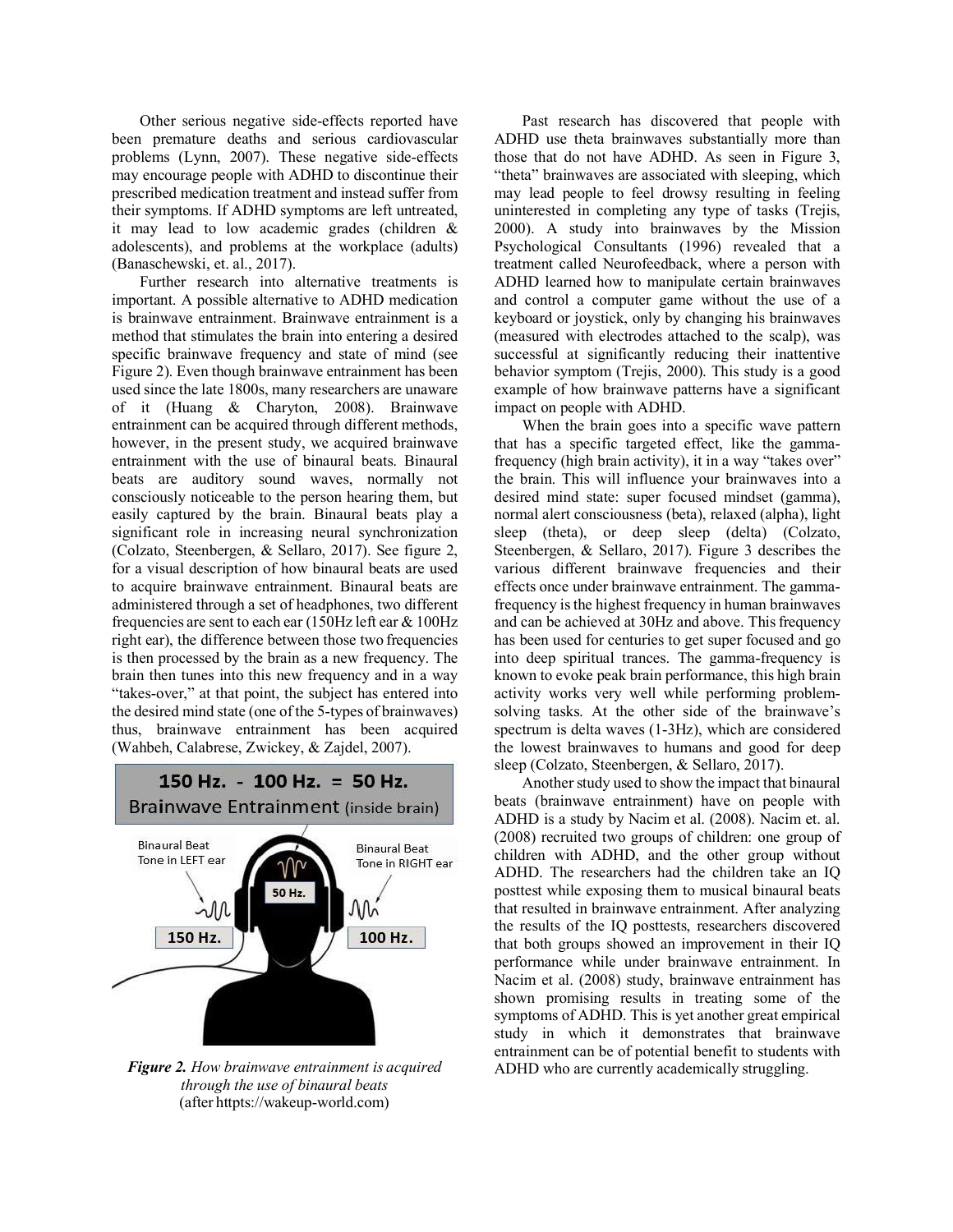Other serious negative side-effects reported have been premature deaths and serious cardiovascular problems (Lynn, 2007). These negative side-effects may encourage people with ADHD to discontinue their prescribed medication treatment and instead suffer from their symptoms. If ADHD symptoms are left untreated, it may lead to low academic grades (children & adolescents), and problems at the workplace (adults) (Banaschewski, et. al., 2017).

Further research into alternative treatments is important. A possible alternative to ADHD medication is brainwave entrainment. Brainwave entrainment is a method that stimulates the brain into entering a desired specific brainwave frequency and state of mind (see Figure 2). Even though brainwave entrainment has been used since the late 1800s, many researchers are unaware of it (Huang & Charyton, 2008). Brainwave entrainment can be acquired through different methods, however, in the present study, we acquired brainwave entrainment with the use of binaural beats. Binaural beats are auditory sound waves, normally not consciously noticeable to the person hearing them, but easily captured by the brain. Binaural beats play a significant role in increasing neural synchronization (Colzato, Steenbergen, & Sellaro, 2017). See figure 2, for a visual description of how binaural beats are used to acquire brainwave entrainment. Binaural beats are administered through a set of headphones, two different frequencies are sent to each ear (150Hz left ear & 100Hz right ear), the difference between those two frequencies is then processed by the brain as a new frequency. The brain then tunes into this new frequency and in a way "takes-over," at that point, the subject has entered into the desired mind state (one of the 5-types of brainwaves) thus, brainwave entrainment has been acquired (Wahbeh, Calabrese, Zwickey, & Zajdel, 2007).

150 Hz. - 100 Hz. = 50 Hz.
Brainwave Entrainment (inside brain)

Binaural Beat Tone in LEFT ear — 150 Hz.
Binaural Beat Tone in RIGHT ear — 100 Hz.
50 Hz.

***Figure 2.*** *How brainwave entrainment is acquired through the use of binaural beats*
(after htttps://wakeup-world.com)

Past research has discovered that people with ADHD use theta brainwaves substantially more than those that do not have ADHD. As seen in Figure 3, "theta" brainwaves are associated with sleeping, which may lead people to feel drowsy resulting in feeling uninterested in completing any type of tasks (Trejis, 2000). A study into brainwaves by the Mission Psychological Consultants (1996) revealed that a treatment called Neurofeedback, where a person with ADHD learned how to manipulate certain brainwaves and control a computer game without the use of a keyboard or joystick, only by changing his brainwaves (measured with electrodes attached to the scalp), was successful at significantly reducing their inattentive behavior symptom (Trejis, 2000). This study is a good example of how brainwave patterns have a significant impact on people with ADHD.

When the brain goes into a specific wave pattern that has a specific targeted effect, like the gamma-frequency (high brain activity), it in a way "takes over" the brain. This will influence your brainwaves into a desired mind state: super focused mindset (gamma), normal alert consciousness (beta), relaxed (alpha), light sleep (theta), or deep sleep (delta) (Colzato, Steenbergen, & Sellaro, 2017). Figure 3 describes the various different brainwave frequencies and their effects once under brainwave entrainment. The gamma-frequency is the highest frequency in human brainwaves and can be achieved at 30Hz and above. This frequency has been used for centuries to get super focused and go into deep spiritual trances. The gamma-frequency is known to evoke peak brain performance, this high brain activity works very well while performing problem-solving tasks. At the other side of the brainwave's spectrum is delta waves (1-3Hz), which are considered the lowest brainwaves to humans and good for deep sleep (Colzato, Steenbergen, & Sellaro, 2017).

Another study used to show the impact that binaural beats (brainwave entrainment) have on people with ADHD is a study by Nacim et al. (2008). Nacim et. al. (2008) recruited two groups of children: one group of children with ADHD, and the other group without ADHD. The researchers had the children take an IQ posttest while exposing them to musical binaural beats that resulted in brainwave entrainment. After analyzing the results of the IQ posttests, researchers discovered that both groups showed an improvement in their IQ performance while under brainwave entrainment. In Nacim et al. (2008) study, brainwave entrainment has shown promising results in treating some of the symptoms of ADHD. This is yet another great empirical study in which it demonstrates that brainwave entrainment can be of potential benefit to students with ADHD who are currently academically struggling.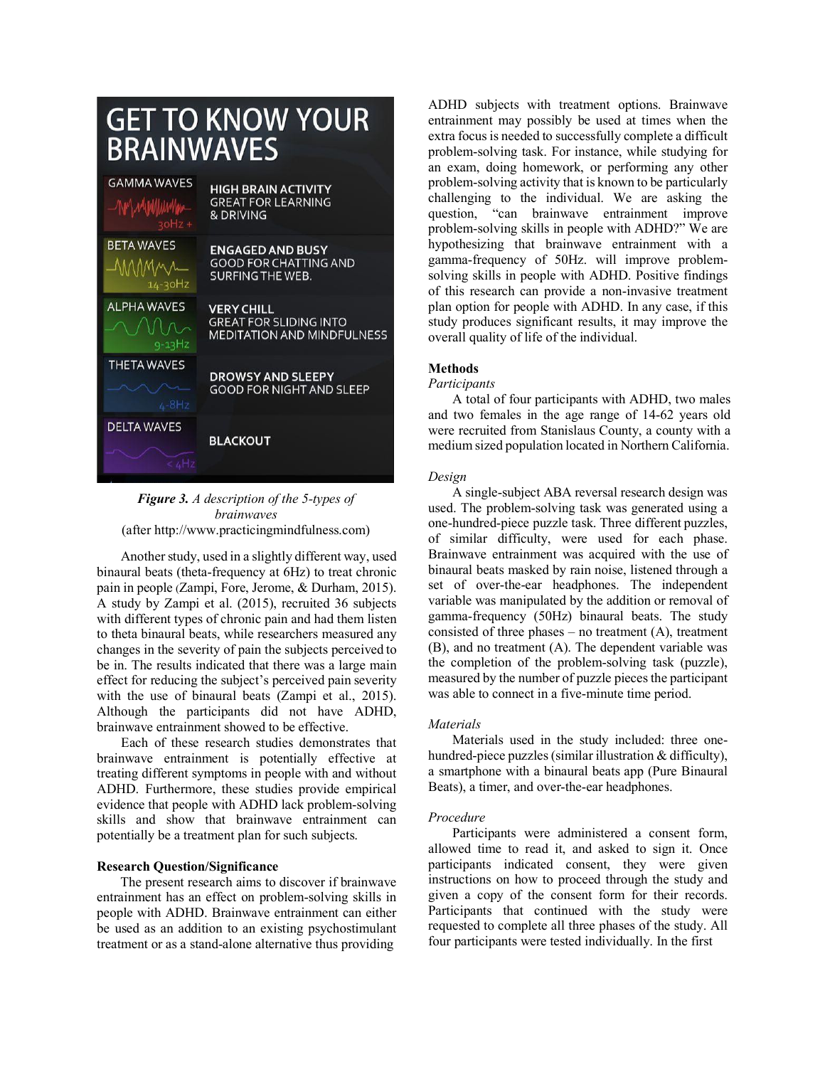***Figure 3.*** *A description of the 5-types of brainwaves*
(after http://www.practicingmindfulness.com)

Another study, used in a slightly different way, used binaural beats (theta-frequency at 6Hz) to treat chronic pain in people (Zampi, Fore, Jerome, & Durham, 2015). A study by Zampi et al. (2015), recruited 36 subjects with different types of chronic pain and had them listen to theta binaural beats, while researchers measured any changes in the severity of pain the subjects perceived to be in. The results indicated that there was a large main effect for reducing the subject's perceived pain severity with the use of binaural beats (Zampi et al., 2015). Although the participants did not have ADHD, brainwave entrainment showed to be effective.

Each of these research studies demonstrates that brainwave entrainment is potentially effective at treating different symptoms in people with and without ADHD. Furthermore, these studies provide empirical evidence that people with ADHD lack problem-solving skills and show that brainwave entrainment can potentially be a treatment plan for such subjects.

**Research Question/Significance**

The present research aims to discover if brainwave entrainment has an effect on problem-solving skills in people with ADHD. Brainwave entrainment can either be used as an addition to an existing psychostimulant treatment or as a stand-alone alternative thus providing ADHD subjects with treatment options. Brainwave entrainment may possibly be used at times when the extra focus is needed to successfully complete a difficult problem-solving task. For instance, while studying for an exam, doing homework, or performing any other problem-solving activity that is known to be particularly challenging to the individual. We are asking the question, "can brainwave entrainment improve problem-solving skills in people with ADHD?" We are hypothesizing that brainwave entrainment with a gamma-frequency of 50Hz. will improve problem-solving skills in people with ADHD. Positive findings of this research can provide a non-invasive treatment plan option for people with ADHD. In any case, if this study produces significant results, it may improve the overall quality of life of the individual.

**Methods**

*Participants*

A total of four participants with ADHD, two males and two females in the age range of 14-62 years old were recruited from Stanislaus County, a county with a medium sized population located in Northern California.

*Design*

A single-subject ABA reversal research design was used. The problem-solving task was generated using a one-hundred-piece puzzle task. Three different puzzles, of similar difficulty, were used for each phase. Brainwave entrainment was acquired with the use of binaural beats masked by rain noise, listened through a set of over-the-ear headphones. The independent variable was manipulated by the addition or removal of gamma-frequency (50Hz) binaural beats. The study consisted of three phases – no treatment (A), treatment (B), and no treatment (A). The dependent variable was the completion of the problem-solving task (puzzle), measured by the number of puzzle pieces the participant was able to connect in a five-minute time period.

*Materials*

Materials used in the study included: three one-hundred-piece puzzles (similar illustration & difficulty), a smartphone with a binaural beats app (Pure Binaural Beats), a timer, and over-the-ear headphones.

*Procedure*

Participants were administered a consent form, allowed time to read it, and asked to sign it. Once participants indicated consent, they were given instructions on how to proceed through the study and given a copy of the consent form for their records. Participants that continued with the study were requested to complete all three phases of the study. All four participants were tested individually. In the first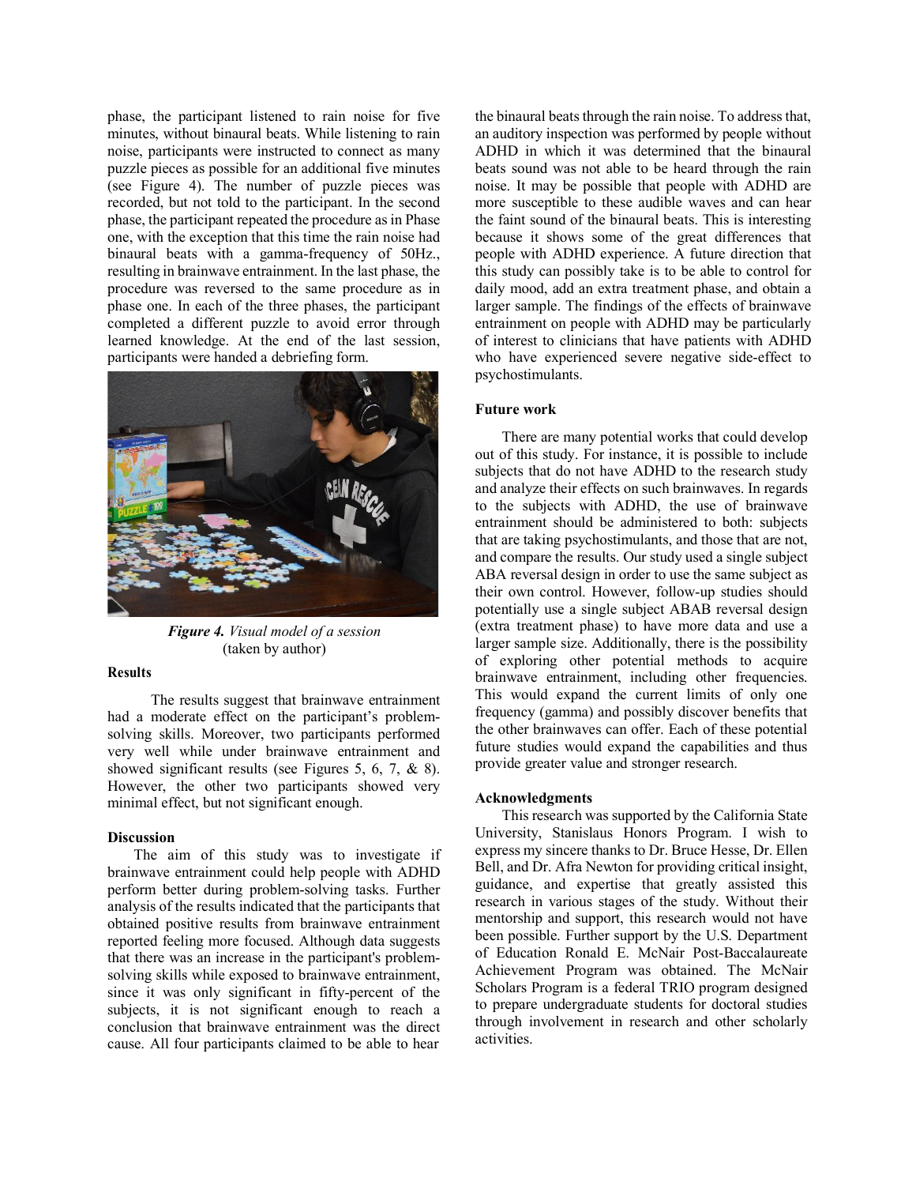phase, the participant listened to rain noise for five minutes, without binaural beats. While listening to rain noise, participants were instructed to connect as many puzzle pieces as possible for an additional five minutes (see Figure 4). The number of puzzle pieces was recorded, but not told to the participant. In the second phase, the participant repeated the procedure as in Phase one, with the exception that this time the rain noise had binaural beats with a gamma-frequency of 50Hz., resulting in brainwave entrainment. In the last phase, the procedure was reversed to the same procedure as in phase one. In each of the three phases, the participant completed a different puzzle to avoid error through learned knowledge. At the end of the last session, participants were handed a debriefing form.

***Figure 4.*** *Visual model of a session* (taken by author)

**Results**

The results suggest that brainwave entrainment had a moderate effect on the participant's problem-solving skills. Moreover, two participants performed very well while under brainwave entrainment and showed significant results (see Figures 5, 6, 7, & 8). However, the other two participants showed very minimal effect, but not significant enough.

**Discussion**

The aim of this study was to investigate if brainwave entrainment could help people with ADHD perform better during problem-solving tasks. Further analysis of the results indicated that the participants that obtained positive results from brainwave entrainment reported feeling more focused. Although data suggests that there was an increase in the participant's problem-solving skills while exposed to brainwave entrainment, since it was only significant in fifty-percent of the subjects, it is not significant enough to reach a conclusion that brainwave entrainment was the direct cause. All four participants claimed to be able to hear the binaural beats through the rain noise. To address that, an auditory inspection was performed by people without ADHD in which it was determined that the binaural beats sound was not able to be heard through the rain noise. It may be possible that people with ADHD are more susceptible to these audible waves and can hear the faint sound of the binaural beats. This is interesting because it shows some of the great differences that people with ADHD experience. A future direction that this study can possibly take is to be able to control for daily mood, add an extra treatment phase, and obtain a larger sample. The findings of the effects of brainwave entrainment on people with ADHD may be particularly of interest to clinicians that have patients with ADHD who have experienced severe negative side-effect to psychostimulants.

**Future work**

There are many potential works that could develop out of this study. For instance, it is possible to include subjects that do not have ADHD to the research study and analyze their effects on such brainwaves. In regards to the subjects with ADHD, the use of brainwave entrainment should be administered to both: subjects that are taking psychostimulants, and those that are not, and compare the results. Our study used a single subject ABA reversal design in order to use the same subject as their own control. However, follow-up studies should potentially use a single subject ABAB reversal design (extra treatment phase) to have more data and use a larger sample size. Additionally, there is the possibility of exploring other potential methods to acquire brainwave entrainment, including other frequencies. This would expand the current limits of only one frequency (gamma) and possibly discover benefits that the other brainwaves can offer. Each of these potential future studies would expand the capabilities and thus provide greater value and stronger research.

**Acknowledgments**

This research was supported by the California State University, Stanislaus Honors Program. I wish to express my sincere thanks to Dr. Bruce Hesse, Dr. Ellen Bell, and Dr. Afra Newton for providing critical insight, guidance, and expertise that greatly assisted this research in various stages of the study. Without their mentorship and support, this research would not have been possible. Further support by the U.S. Department of Education Ronald E. McNair Post-Baccalaureate Achievement Program was obtained. The McNair Scholars Program is a federal TRIO program designed to prepare undergraduate students for doctoral studies through involvement in research and other scholarly activities.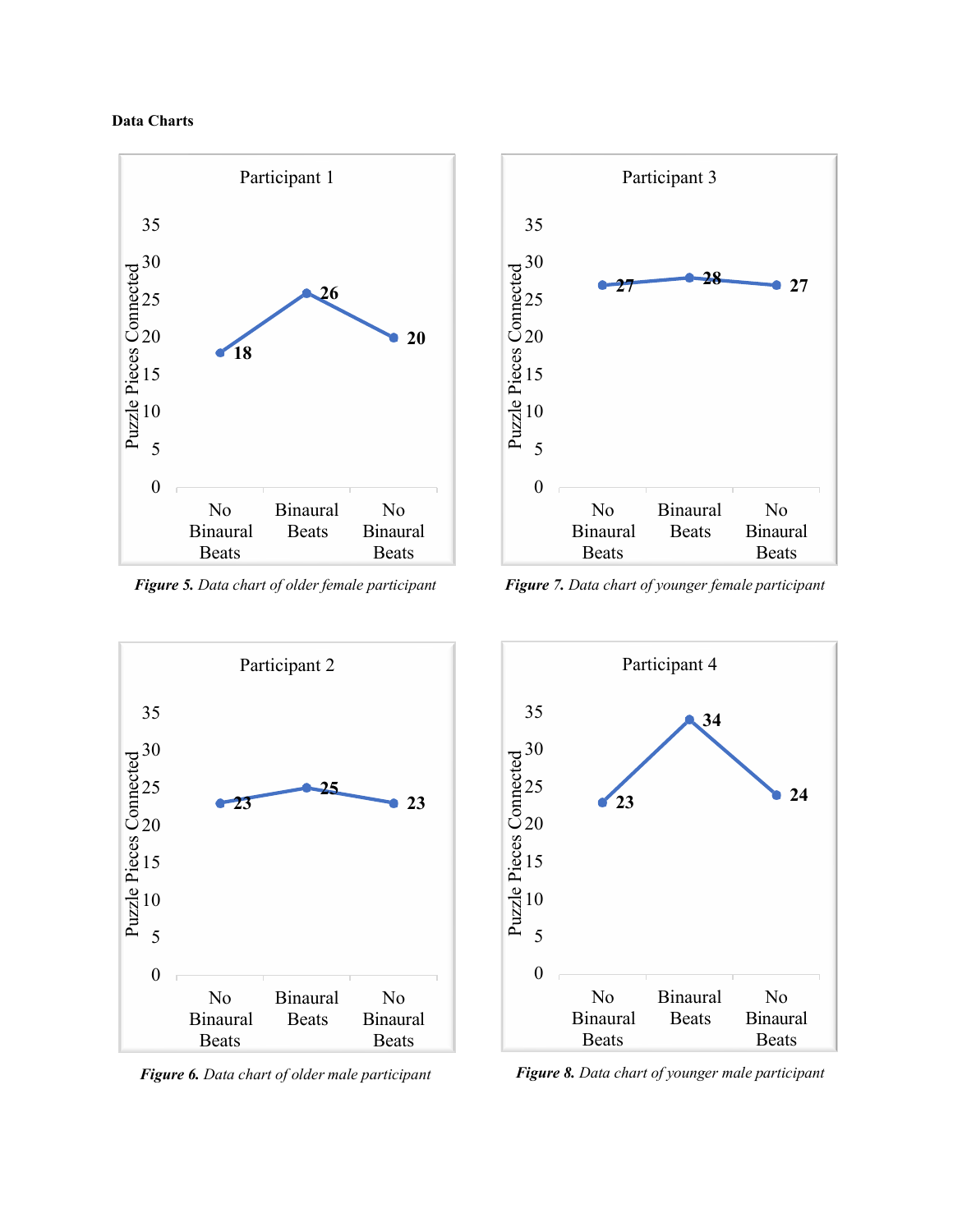**Data Charts**

Participant 1

| | No Binaural Beats | Binaural Beats | No Binaural Beats |
|---|---|---|---|
| Puzzle Pieces Connected | 18 | 26 | 20 |

*Figure 5. Data chart of older female participant*

Participant 3

| | No Binaural Beats | Binaural Beats | No Binaural Beats |
|---|---|---|---|
| Puzzle Pieces Connected | 27 | 28 | 27 |

*Figure 7. Data chart of younger female participant*

Participant 2

| | No Binaural Beats | Binaural Beats | No Binaural Beats |
|---|---|---|---|
| Puzzle Pieces Connected | 23 | 25 | 23 |

*Figure 6. Data chart of older male participant*

Participant 4

| | No Binaural Beats | Binaural Beats | No Binaural Beats |
|---|---|---|---|
| Puzzle Pieces Connected | 23 | 34 | 24 |

*Figure 8. Data chart of younger male participant*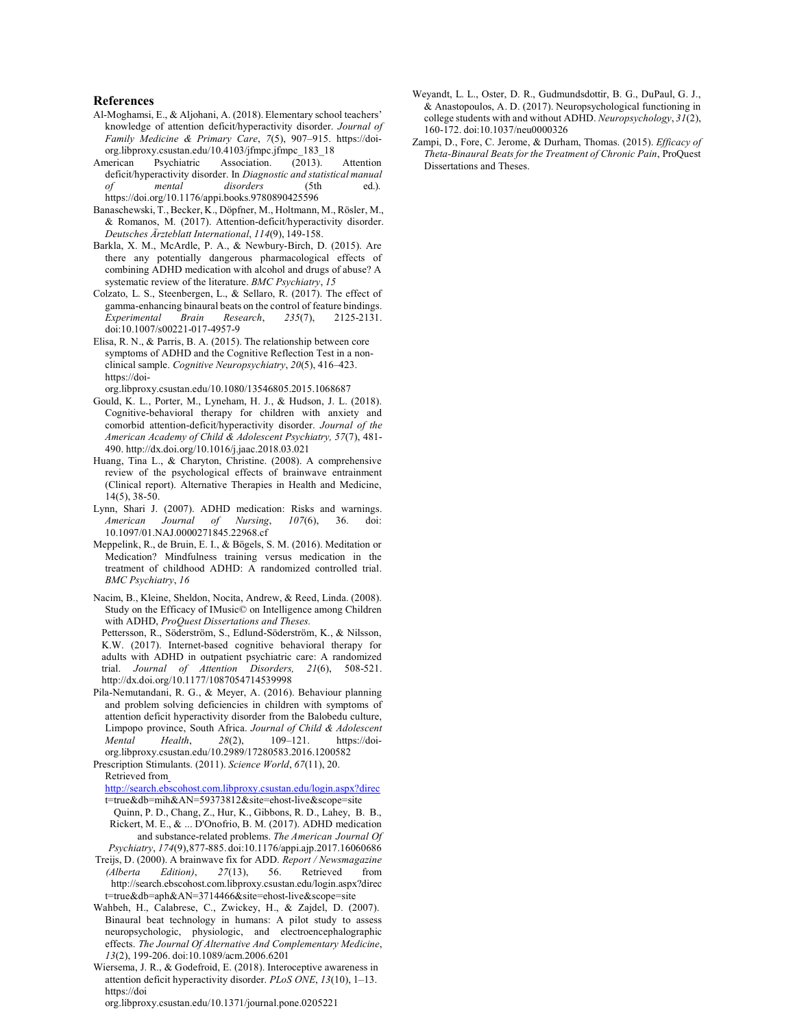## References

Al-Moghamsi, E., & Aljohani, A. (2018). Elementary school teachers' knowledge of attention deficit/hyperactivity disorder. *Journal of Family Medicine & Primary Care*, *7*(5), 907–915. https://doi-org.libproxy.csustan.edu/10.4103/jfmpc.jfmpc_183_18

American Psychiatric Association. (2013). Attention deficit/hyperactivity disorder. In *Diagnostic and statistical manual of mental disorders* (5th ed.). https://doi.org/10.1176/appi.books.9780890425596

Banaschewski, T., Becker, K., Döpfner, M., Holtmann, M., Rösler, M., & Romanos, M. (2017). Attention-deficit/hyperactivity disorder. *Deutsches Ärzteblatt International*, *114*(9), 149-158.

Barkla, X. M., McArdle, P. A., & Newbury-Birch, D. (2015). Are there any potentially dangerous pharmacological effects of combining ADHD medication with alcohol and drugs of abuse? A systematic review of the literature. *BMC Psychiatry*, *15*

Colzato, L. S., Steenbergen, L., & Sellaro, R. (2017). The effect of gamma-enhancing binaural beats on the control of feature bindings. *Experimental Brain Research*, *235*(7), 2125-2131. doi:10.1007/s00221-017-4957-9

Elisa, R. N., & Parris, B. A. (2015). The relationship between core symptoms of ADHD and the Cognitive Reflection Test in a non-clinical sample. *Cognitive Neuropsychiatry*, *20*(5), 416–423. https://doi-org.libproxy.csustan.edu/10.1080/13546805.2015.1068687

Gould, K. L., Porter, M., Lyneham, H. J., & Hudson, J. L. (2018). Cognitive-behavioral therapy for children with anxiety and comorbid attention-deficit/hyperactivity disorder. *Journal of the American Academy of Child & Adolescent Psychiatry, 57*(7), 481-490. http://dx.doi.org/10.1016/j.jaac.2018.03.021

Huang, Tina L., & Charyton, Christine. (2008). A comprehensive review of the psychological effects of brainwave entrainment (Clinical report). Alternative Therapies in Health and Medicine, 14(5), 38-50.

Lynn, Shari J. (2007). ADHD medication: Risks and warnings. *American Journal of Nursing*, *107*(6), 36. doi: 10.1097/01.NAJ.0000271845.22968.cf

Meppelink, R., de Bruin, E. I., & Bögels, S. M. (2016). Meditation or Medication? Mindfulness training versus medication in the treatment of childhood ADHD: A randomized controlled trial. *BMC Psychiatry*, *16*

Nacim, B., Kleine, Sheldon, Nocita, Andrew, & Reed, Linda. (2008). Study on the Efficacy of IMusic© on Intelligence among Children with ADHD, *ProQuest Dissertations and Theses.*

Pettersson, R., Söderström, S., Edlund-Söderström, K., & Nilsson, K.W. (2017). Internet-based cognitive behavioral therapy for adults with ADHD in outpatient psychiatric care: A randomized trial. *Journal of Attention Disorders, 21*(6), 508-521. http://dx.doi.org/10.1177/1087054714539998

Pila-Nemutandani, R. G., & Meyer, A. (2016). Behaviour planning and problem solving deficiencies in children with symptoms of attention deficit hyperactivity disorder from the Balobedu culture, Limpopo province, South Africa. *Journal of Child & Adolescent Mental Health*, *28*(2), 109–121. https://doi-org.libproxy.csustan.edu/10.2989/17280583.2016.1200582

Prescription Stimulants. (2011). *Science World*, *67*(11), 20. Retrieved from http://search.ebscohost.com.libproxy.csustan.edu/login.aspx?direct=true&db=mih&AN=59373812&site=ehost-live&scope=site

Quinn, P. D., Chang, Z., Hur, K., Gibbons, R. D., Lahey, B. B., Rickert, M. E., & ... D'Onofrio, B. M. (2017). ADHD medication and substance-related problems. *The American Journal Of Psychiatry*, *174*(9),877-885. doi:10.1176/appi.ajp.2017.16060686

Treijs, D. (2000). A brainwave fix for ADD. *Report / Newsmagazine (Alberta Edition)*, *27*(13), 56. Retrieved from http://search.ebscohost.com.libproxy.csustan.edu/login.aspx?direct=true&db=aph&AN=3714466&site=ehost-live&scope=site

Wahbeh, H., Calabrese, C., Zwickey, H., & Zajdel, D. (2007). Binaural beat technology in humans: A pilot study to assess neuropsychologic, physiologic, and electroencephalographic effects. *The Journal Of Alternative And Complementary Medicine*, *13*(2), 199-206. doi:10.1089/acm.2006.6201

Wiersema, J. R., & Godefroid, E. (2018). Interoceptive awareness in attention deficit hyperactivity disorder. *PLoS ONE*, *13*(10), 1–13. https://doi org.libproxy.csustan.edu/10.1371/journal.pone.0205221

Weyandt, L. L., Oster, D. R., Gudmundsdottir, B. G., DuPaul, G. J., & Anastopoulos, A. D. (2017). Neuropsychological functioning in college students with and without ADHD. *Neuropsychology*, *31*(2), 160-172. doi:10.1037/neu0000326

Zampi, D., Fore, C. Jerome, & Durham, Thomas. (2015). *Efficacy of Theta-Binaural Beats for the Treatment of Chronic Pain*, ProQuest Dissertations and Theses.